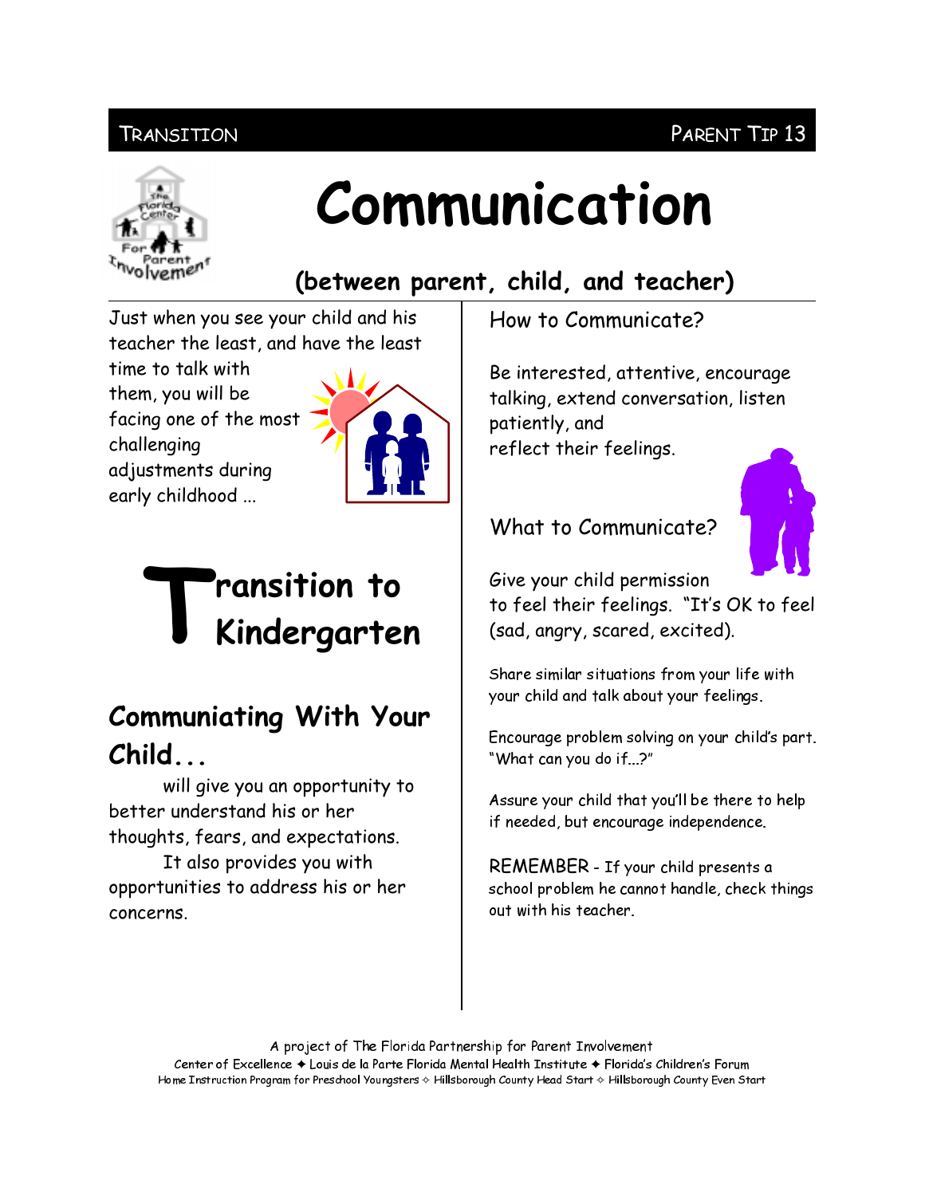TRANSITION | PARENT TIP 13

# Communication

## (between parent, child, and teacher)

Just when you see your child and his teacher the least, and have the least time to talk with them, you will be facing one of the most challenging adjustments during early childhood ...

## Transition to Kindergarten

### Communiating With Your Child...

will give you an opportunity to better understand his or her thoughts, fears, and expectations.

It also provides you with opportunities to address his or her concerns.

How to Communicate?

Be interested, attentive, encourage talking, extend conversation, listen patiently, and reflect their feelings.

What to Communicate?

Give your child permission to feel their feelings. "It's OK to feel (sad, angry, scared, excited).

Share similar situations from your life with your child and talk about your feelings.

Encourage problem solving on your child's part. "What can you do if...?"

Assure your child that you'll be there to help if needed, but encourage independence.

REMEMBER - If your child presents a school problem he cannot handle, check things out with his teacher.

A project of The Florida Partnership for Parent Involvement
Center of Excellence ✦ Louis de la Parte Florida Mental Health Institute ✦ Florida's Children's Forum
Home Instruction Program for Preschool Youngsters ✧ Hillsborough County Head Start ✧ Hillsborough County Even Start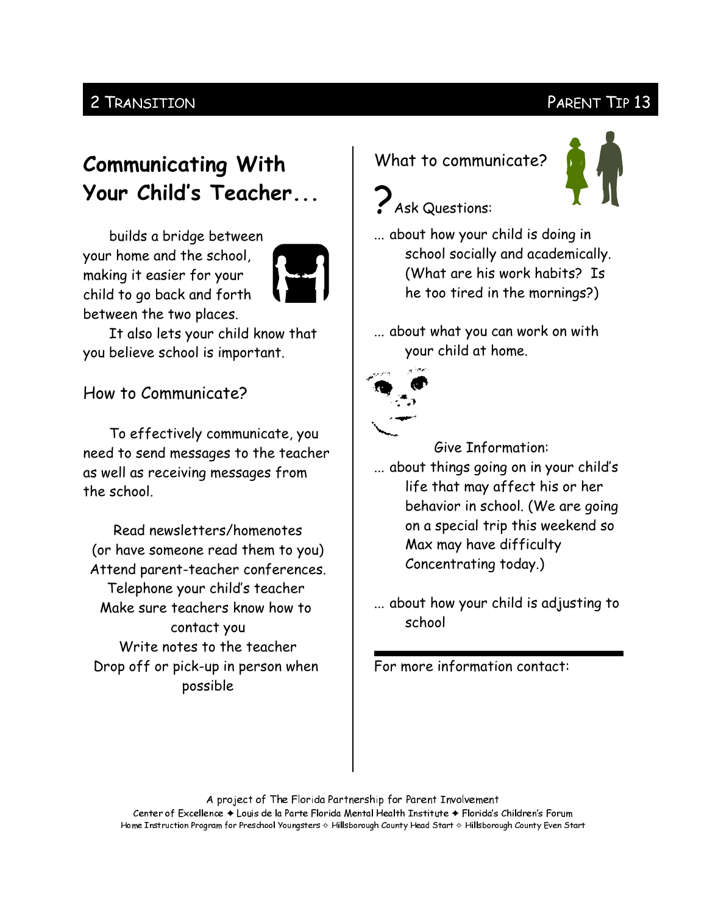# Communicating With Your Child's Teacher...

builds a bridge between your home and the school, making it easier for your child to go back and forth between the two places.

It also lets your child know that you believe school is important.

## How to Communicate?

To effectively communicate, you need to send messages to the teacher as well as receiving messages from the school.

Read newsletters/homenotes (or have someone read them to you)
Attend parent-teacher conferences.
Telephone your child's teacher
Make sure teachers know how to contact you
Write notes to the teacher
Drop off or pick-up in person when possible

## What to communicate?

? Ask Questions:

... about how your child is doing in school socially and academically. (What are his work habits? Is he too tired in the mornings?)

... about what you can work on with your child at home.

Give Information:

... about things going on in your child's life that may affect his or her behavior in school. (We are going on a special trip this weekend so Max may have difficulty Concentrating today.)

... about how your child is adjusting to school

For more information contact:

A project of The Florida Partnership for Parent Involvement
Center of Excellence ✦ Louis de la Parte Florida Mental Health Institute ✦ Florida's Children's Forum
Home Instruction Program for Preschool Youngsters ✧ Hillsborough County Head Start ✧ Hillsborough County Even Start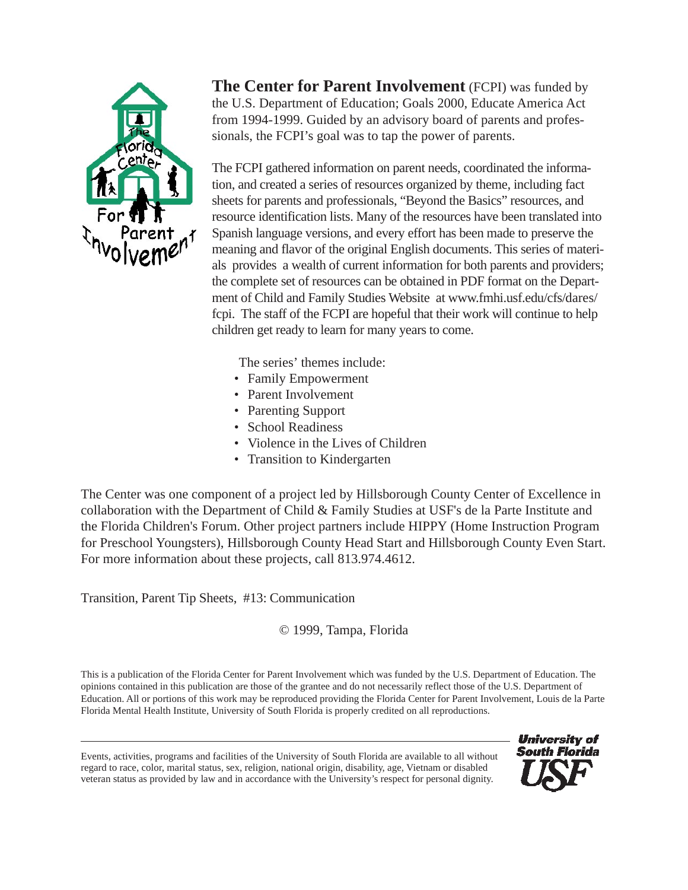**The Center for Parent Involvement** (FCPI) was funded by the U.S. Department of Education; Goals 2000, Educate America Act from 1994-1999. Guided by an advisory board of parents and professionals, the FCPI's goal was to tap the power of parents.

The FCPI gathered information on parent needs, coordinated the information, and created a series of resources organized by theme, including fact sheets for parents and professionals, "Beyond the Basics" resources, and resource identification lists. Many of the resources have been translated into Spanish language versions, and every effort has been made to preserve the meaning and flavor of the original English documents. This series of materials provides a wealth of current information for both parents and providers; the complete set of resources can be obtained in PDF format on the Department of Child and Family Studies Website at www.fmhi.usf.edu/cfs/dares/fcpi. The staff of the FCPI are hopeful that their work will continue to help children get ready to learn for many years to come.

The series' themes include:

- Family Empowerment
- Parent Involvement
- Parenting Support
- School Readiness
- Violence in the Lives of Children
- Transition to Kindergarten

The Center was one component of a project led by Hillsborough County Center of Excellence in collaboration with the Department of Child & Family Studies at USF's de la Parte Institute and the Florida Children's Forum. Other project partners include HIPPY (Home Instruction Program for Preschool Youngsters), Hillsborough County Head Start and Hillsborough County Even Start. For more information about these projects, call 813.974.4612.

Transition, Parent Tip Sheets, #13: Communication

© 1999, Tampa, Florida

This is a publication of the Florida Center for Parent Involvement which was funded by the U.S. Department of Education. The opinions contained in this publication are those of the grantee and do not necessarily reflect those of the U.S. Department of Education. All or portions of this work may be reproduced providing the Florida Center for Parent Involvement, Louis de la Parte Florida Mental Health Institute, University of South Florida is properly credited on all reproductions.

Events, activities, programs and facilities of the University of South Florida are available to all without regard to race, color, marital status, sex, religion, national origin, disability, age, Vietnam or disabled veteran status as provided by law and in accordance with the University's respect for personal dignity.

University of South Florida
USF